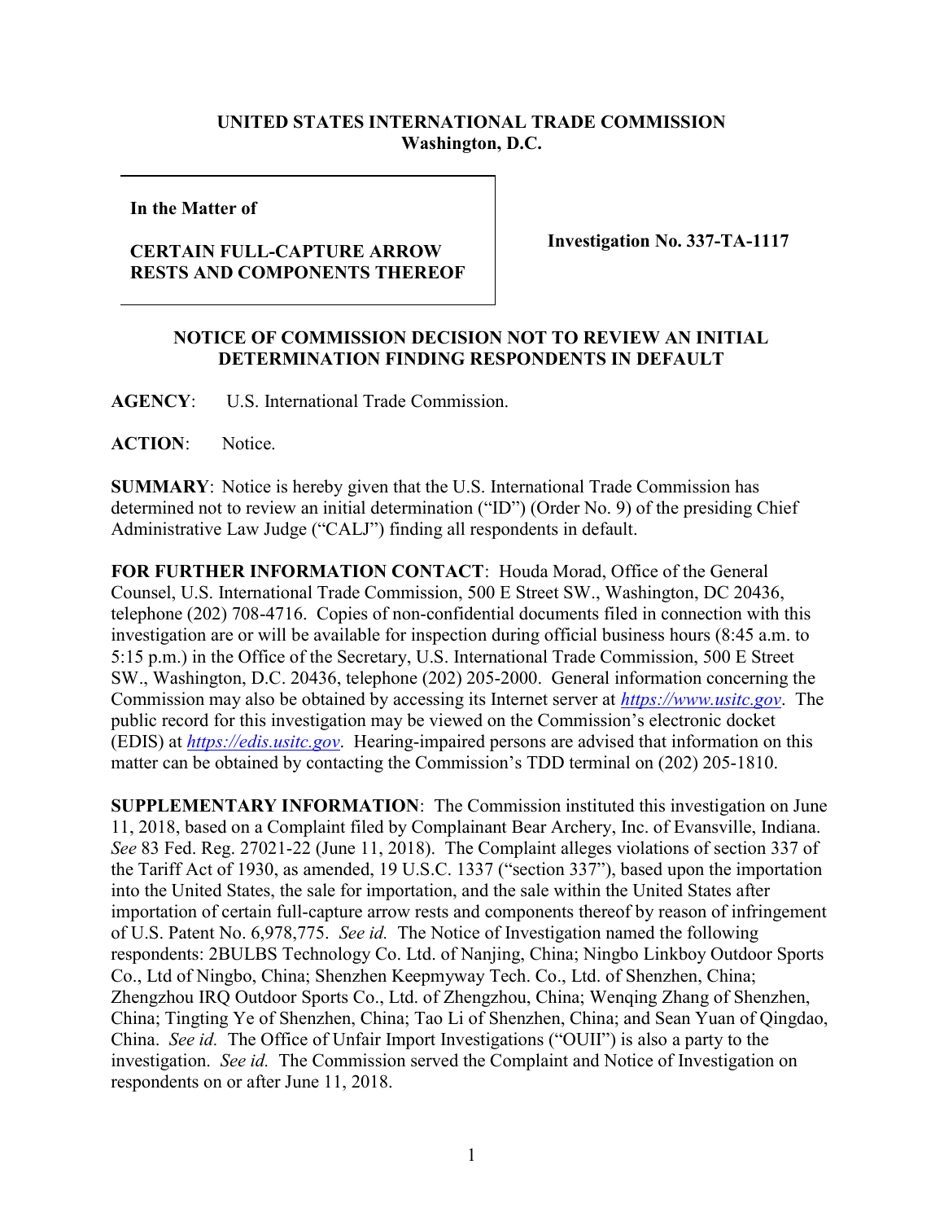**UNITED STATES INTERNATIONAL TRADE COMMISSION**
**Washington, D.C.**

**In the Matter of**

**CERTAIN FULL-CAPTURE ARROW RESTS AND COMPONENTS THEREOF**

**Investigation No. 337-TA-1117**

**NOTICE OF COMMISSION DECISION NOT TO REVIEW AN INITIAL DETERMINATION FINDING RESPONDENTS IN DEFAULT**

**AGENCY**: U.S. International Trade Commission.

**ACTION**: Notice.

**SUMMARY**: Notice is hereby given that the U.S. International Trade Commission has determined not to review an initial determination ("ID") (Order No. 9) of the presiding Chief Administrative Law Judge ("CALJ") finding all respondents in default.

**FOR FURTHER INFORMATION CONTACT**: Houda Morad, Office of the General Counsel, U.S. International Trade Commission, 500 E Street SW., Washington, DC 20436, telephone (202) 708-4716. Copies of non-confidential documents filed in connection with this investigation are or will be available for inspection during official business hours (8:45 a.m. to 5:15 p.m.) in the Office of the Secretary, U.S. International Trade Commission, 500 E Street SW., Washington, D.C. 20436, telephone (202) 205-2000. General information concerning the Commission may also be obtained by accessing its Internet server at *https://www.usitc.gov*. The public record for this investigation may be viewed on the Commission's electronic docket (EDIS) at *https://edis.usitc.gov*. Hearing-impaired persons are advised that information on this matter can be obtained by contacting the Commission's TDD terminal on (202) 205-1810.

**SUPPLEMENTARY INFORMATION**: The Commission instituted this investigation on June 11, 2018, based on a Complaint filed by Complainant Bear Archery, Inc. of Evansville, Indiana. *See* 83 Fed. Reg. 27021-22 (June 11, 2018). The Complaint alleges violations of section 337 of the Tariff Act of 1930, as amended, 19 U.S.C. 1337 ("section 337"), based upon the importation into the United States, the sale for importation, and the sale within the United States after importation of certain full-capture arrow rests and components thereof by reason of infringement of U.S. Patent No. 6,978,775. *See id.* The Notice of Investigation named the following respondents: 2BULBS Technology Co. Ltd. of Nanjing, China; Ningbo Linkboy Outdoor Sports Co., Ltd of Ningbo, China; Shenzhen Keepmyway Tech. Co., Ltd. of Shenzhen, China; Zhengzhou IRQ Outdoor Sports Co., Ltd. of Zhengzhou, China; Wenqing Zhang of Shenzhen, China; Tingting Ye of Shenzhen, China; Tao Li of Shenzhen, China; and Sean Yuan of Qingdao, China. *See id.* The Office of Unfair Import Investigations ("OUII") is also a party to the investigation. *See id.* The Commission served the Complaint and Notice of Investigation on respondents on or after June 11, 2018.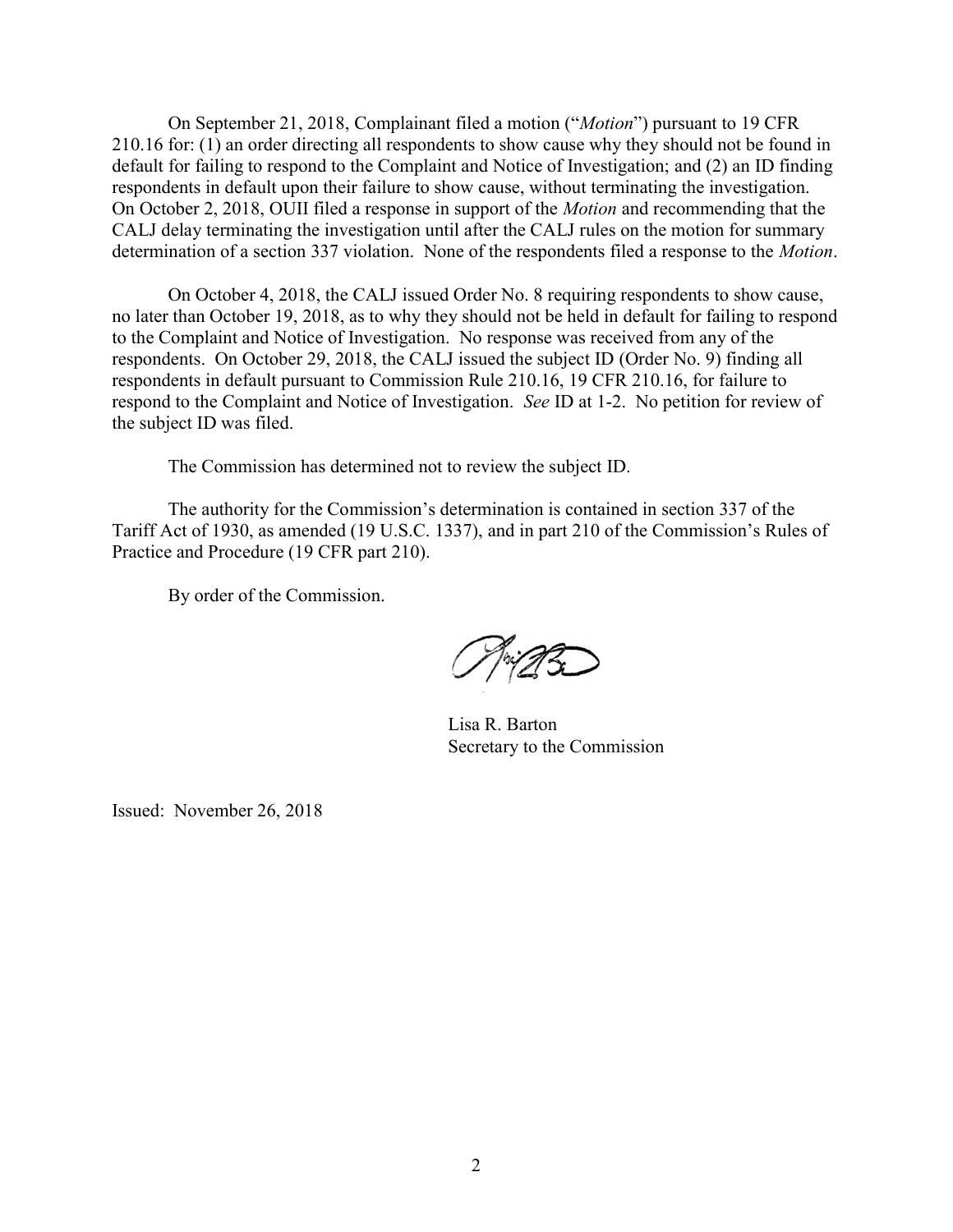On September 21, 2018, Complainant filed a motion ("*Motion*") pursuant to 19 CFR 210.16 for: (1) an order directing all respondents to show cause why they should not be found in default for failing to respond to the Complaint and Notice of Investigation; and (2) an ID finding respondents in default upon their failure to show cause, without terminating the investigation. On October 2, 2018, OUII filed a response in support of the *Motion* and recommending that the CALJ delay terminating the investigation until after the CALJ rules on the motion for summary determination of a section 337 violation. None of the respondents filed a response to the *Motion*.

On October 4, 2018, the CALJ issued Order No. 8 requiring respondents to show cause, no later than October 19, 2018, as to why they should not be held in default for failing to respond to the Complaint and Notice of Investigation. No response was received from any of the respondents. On October 29, 2018, the CALJ issued the subject ID (Order No. 9) finding all respondents in default pursuant to Commission Rule 210.16, 19 CFR 210.16, for failure to respond to the Complaint and Notice of Investigation. *See* ID at 1-2. No petition for review of the subject ID was filed.

The Commission has determined not to review the subject ID.

The authority for the Commission's determination is contained in section 337 of the Tariff Act of 1930, as amended (19 U.S.C. 1337), and in part 210 of the Commission's Rules of Practice and Procedure (19 CFR part 210).

By order of the Commission.

Lisa R. Barton
Secretary to the Commission

Issued: November 26, 2018